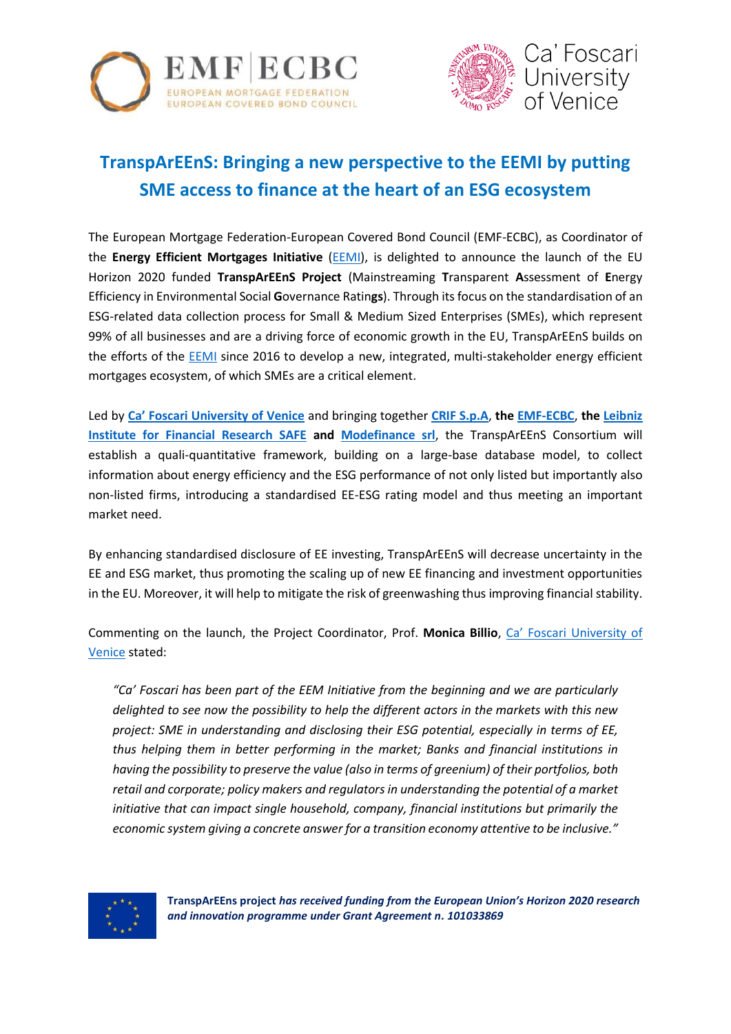# TranspArEEnS: Bringing a new perspective to the EEMI by putting SME access to finance at the heart of an ESG ecosystem

The European Mortgage Federation-European Covered Bond Council (EMF-ECBC), as Coordinator of the **Energy Efficient Mortgages Initiative** (EEMI), is delighted to announce the launch of the EU Horizon 2020 funded **TranspArEEnS Project** (Mainstreaming **T**ransparent **A**ssessment of **E**nergy Efficiency in Environmental Social **G**overnance Ratin**gs**). Through its focus on the standardisation of an ESG-related data collection process for Small & Medium Sized Enterprises (SMEs), which represent 99% of all businesses and are a driving force of economic growth in the EU, TranspArEEnS builds on the efforts of the EEMI since 2016 to develop a new, integrated, multi-stakeholder energy efficient mortgages ecosystem, of which SMEs are a critical element.

Led by **Ca' Foscari University of Venice** and bringing together **CRIF S.p.A**, **the EMF-ECBC**, **the Leibniz Institute for Financial Research SAFE and Modefinance srl**, the TranspArEEnS Consortium will establish a quali-quantitative framework, building on a large-base database model, to collect information about energy efficiency and the ESG performance of not only listed but importantly also non-listed firms, introducing a standardised EE-ESG rating model and thus meeting an important market need.

By enhancing standardised disclosure of EE investing, TranspArEEnS will decrease uncertainty in the EE and ESG market, thus promoting the scaling up of new EE financing and investment opportunities in the EU. Moreover, it will help to mitigate the risk of greenwashing thus improving financial stability.

Commenting on the launch, the Project Coordinator, Prof. **Monica Billio**, Ca' Foscari University of Venice stated:

> *"Ca' Foscari has been part of the EEM Initiative from the beginning and we are particularly delighted to see now the possibility to help the different actors in the markets with this new project: SME in understanding and disclosing their ESG potential, especially in terms of EE, thus helping them in better performing in the market; Banks and financial institutions in having the possibility to preserve the value (also in terms of greenium) of their portfolios, both retail and corporate; policy makers and regulators in understanding the potential of a market initiative that can impact single household, company, financial institutions but primarily the economic system giving a concrete answer for a transition economy attentive to be inclusive."*

**TranspArEEns project** ***has received funding from the European Union's Horizon 2020 research and innovation programme under Grant Agreement n. 101033869***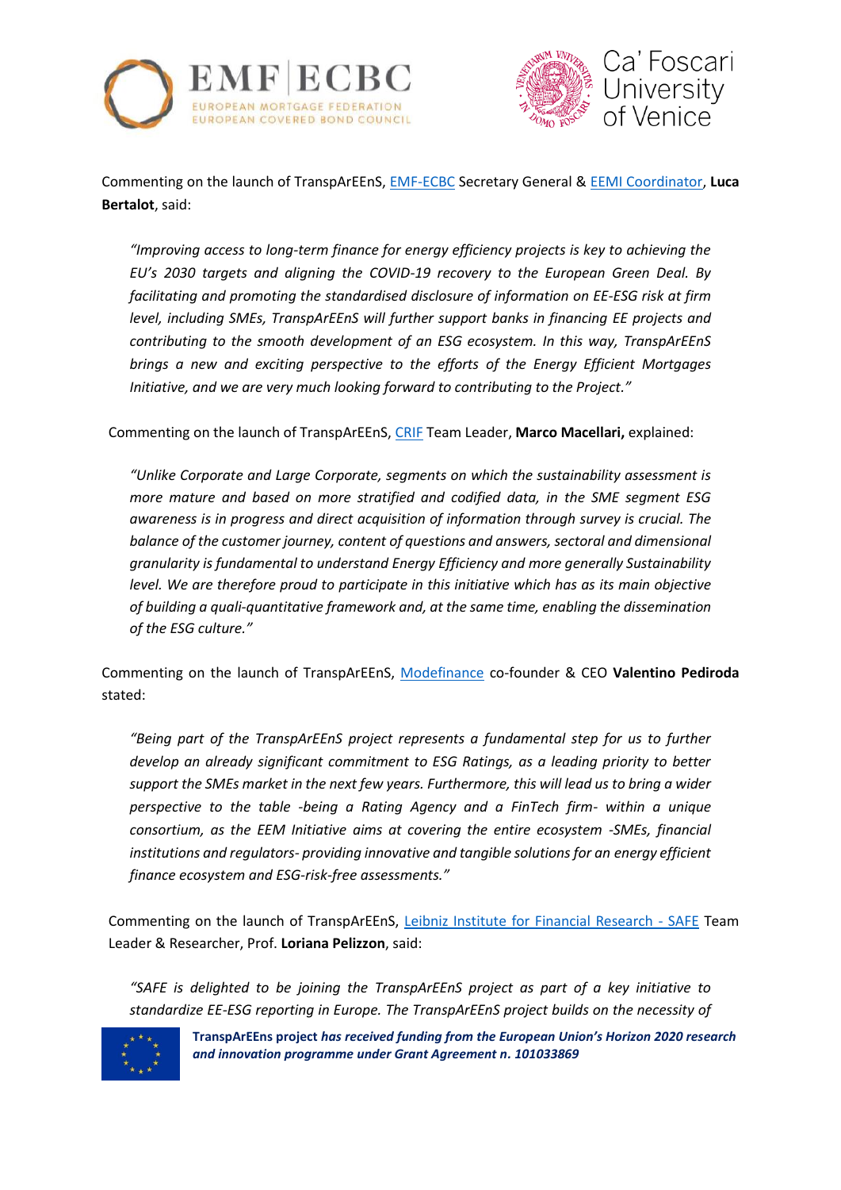Commenting on the launch of TranspArEEnS, EMF-ECBC Secretary General & EEMI Coordinator, **Luca Bertalot**, said:

> *"Improving access to long-term finance for energy efficiency projects is key to achieving the EU's 2030 targets and aligning the COVID-19 recovery to the European Green Deal. By facilitating and promoting the standardised disclosure of information on EE-ESG risk at firm level, including SMEs, TranspArEEnS will further support banks in financing EE projects and contributing to the smooth development of an ESG ecosystem. In this way, TranspArEEnS brings a new and exciting perspective to the efforts of the Energy Efficient Mortgages Initiative, and we are very much looking forward to contributing to the Project."*

Commenting on the launch of TranspArEEnS, CRIF Team Leader, **Marco Macellari,** explained:

> *"Unlike Corporate and Large Corporate, segments on which the sustainability assessment is more mature and based on more stratified and codified data, in the SME segment ESG awareness is in progress and direct acquisition of information through survey is crucial. The balance of the customer journey, content of questions and answers, sectoral and dimensional granularity is fundamental to understand Energy Efficiency and more generally Sustainability level. We are therefore proud to participate in this initiative which has as its main objective of building a quali-quantitative framework and, at the same time, enabling the dissemination of the ESG culture."*

Commenting on the launch of TranspArEEnS, Modefinance co-founder & CEO **Valentino Pediroda** stated:

> *"Being part of the TranspArEEnS project represents a fundamental step for us to further develop an already significant commitment to ESG Ratings, as a leading priority to better support the SMEs market in the next few years. Furthermore, this will lead us to bring a wider perspective to the table -being a Rating Agency and a FinTech firm- within a unique consortium, as the EEM Initiative aims at covering the entire ecosystem -SMEs, financial institutions and regulators- providing innovative and tangible solutions for an energy efficient finance ecosystem and ESG-risk-free assessments."*

Commenting on the launch of TranspArEEnS, Leibniz Institute for Financial Research - SAFE Team Leader & Researcher, Prof. **Loriana Pelizzon**, said:

> *"SAFE is delighted to be joining the TranspArEEnS project as part of a key initiative to standardize EE-ESG reporting in Europe. The TranspArEEnS project builds on the necessity of*

**TranspArEEns project** ***has received funding from the European Union's Horizon 2020 research and innovation programme under Grant Agreement n. 101033869***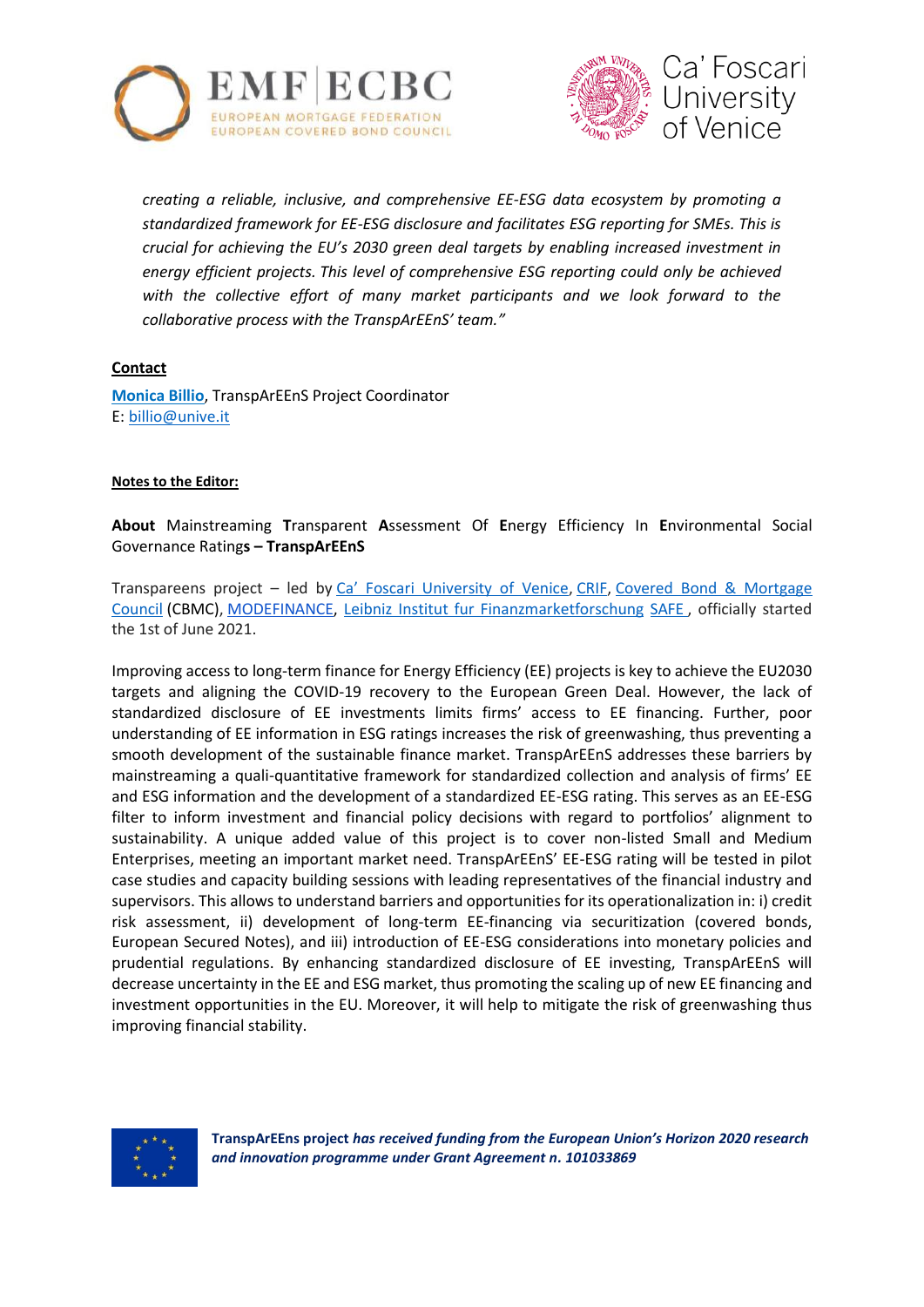*creating a reliable, inclusive, and comprehensive EE-ESG data ecosystem by promoting a standardized framework for EE-ESG disclosure and facilitates ESG reporting for SMEs. This is crucial for achieving the EU's 2030 green deal targets by enabling increased investment in energy efficient projects. This level of comprehensive ESG reporting could only be achieved with the collective effort of many market participants and we look forward to the collaborative process with the TranspArEEnS' team."*

**Contact**

**Monica Billio**, TranspArEEnS Project Coordinator
E: billio@unive.it

**Notes to the Editor:**

**About** Mainstreaming **T**ransparent **A**ssessment Of **E**nergy Efficiency In **E**nvironmental Social Governance Ratings **– TranspArEEnS**

Transpareens project – led by Ca' Foscari University of Venice, CRIF, Covered Bond & Mortgage Council (CBMC), MODEFINANCE, Leibniz Institut fur Finanzmarketforschung SAFE , officially started the 1st of June 2021.

Improving access to long-term finance for Energy Efficiency (EE) projects is key to achieve the EU2030 targets and aligning the COVID-19 recovery to the European Green Deal. However, the lack of standardized disclosure of EE investments limits firms' access to EE financing. Further, poor understanding of EE information in ESG ratings increases the risk of greenwashing, thus preventing a smooth development of the sustainable finance market. TranspArEEnS addresses these barriers by mainstreaming a quali-quantitative framework for standardized collection and analysis of firms' EE and ESG information and the development of a standardized EE-ESG rating. This serves as an EE-ESG filter to inform investment and financial policy decisions with regard to portfolios' alignment to sustainability. A unique added value of this project is to cover non-listed Small and Medium Enterprises, meeting an important market need. TranspArEEnS' EE-ESG rating will be tested in pilot case studies and capacity building sessions with leading representatives of the financial industry and supervisors. This allows to understand barriers and opportunities for its operationalization in: i) credit risk assessment, ii) development of long-term EE-financing via securitization (covered bonds, European Secured Notes), and iii) introduction of EE-ESG considerations into monetary policies and prudential regulations. By enhancing standardized disclosure of EE investing, TranspArEEnS will decrease uncertainty in the EE and ESG market, thus promoting the scaling up of new EE financing and investment opportunities in the EU. Moreover, it will help to mitigate the risk of greenwashing thus improving financial stability.

**TranspArEEns project** ***has received funding from the European Union's Horizon 2020 research and innovation programme under Grant Agreement n. 101033869***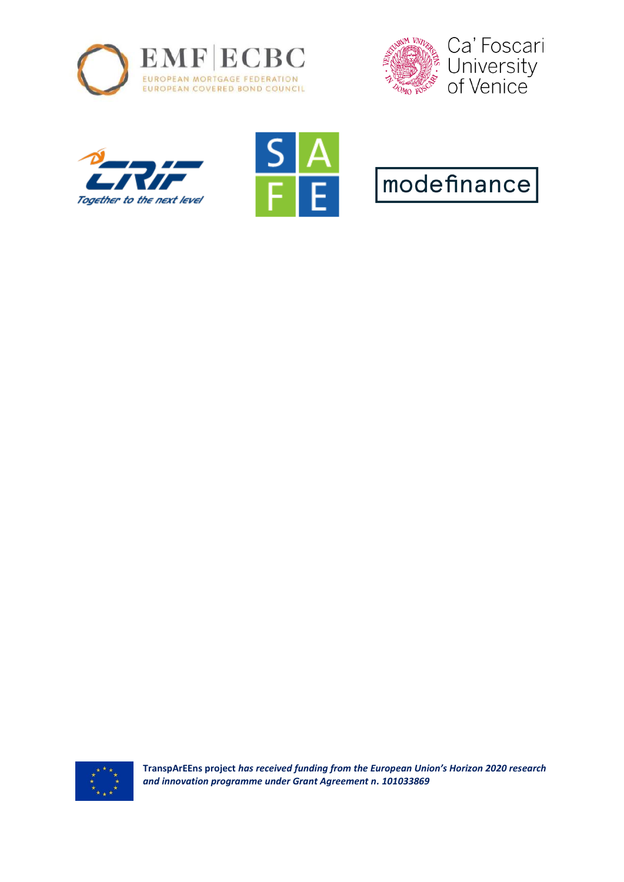**TranspArEEns project** ***has received funding from the European Union's Horizon 2020 research and innovation programme under Grant Agreement n. 101033869***